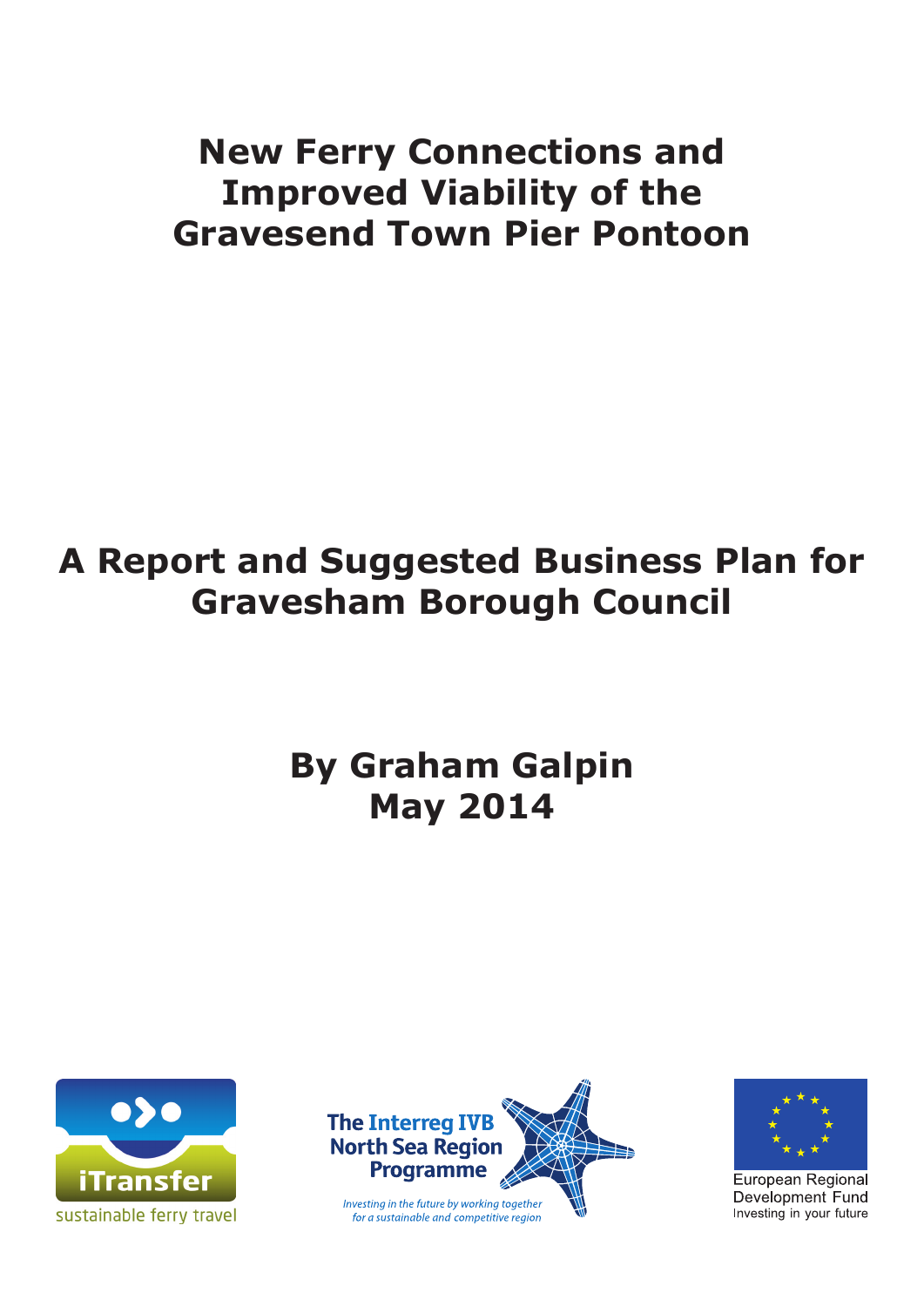# New Ferry Connections and Improved Viability of the Gravesend Town Pier Pontoon

## A Report and Suggested Business Plan for Gravesham Borough Council

### By Graham Galpin
### May 2014

iTransfer
sustainable ferry travel

The Interreg IVB North Sea Region Programme
*Investing in the future by working together for a sustainable and competitive region*

European Regional Development Fund
Investing in your future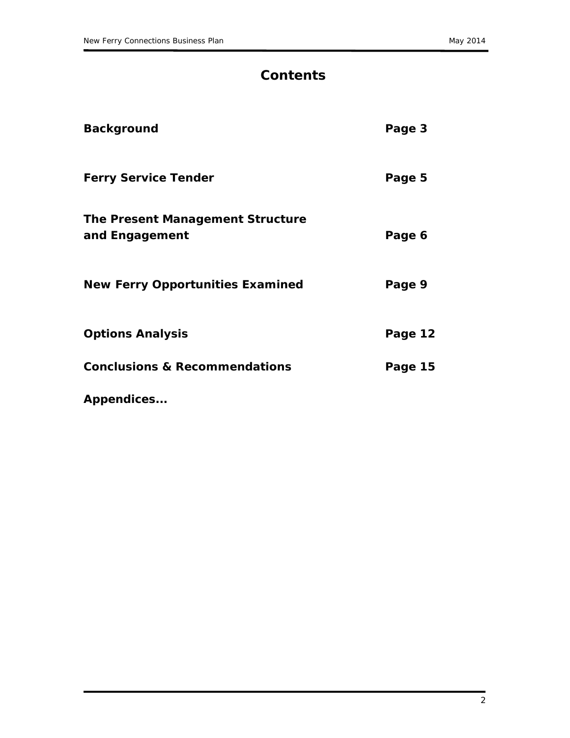# Contents

| | |
|---|---|
| **Background** | **Page 3** |
| **Ferry Service Tender** | **Page 5** |
| **The Present Management Structure and Engagement** | **Page 6** |
| **New Ferry Opportunities Examined** | **Page 9** |
| **Options Analysis** | **Page 12** |
| **Conclusions & Recommendations** | **Page 15** |
| **Appendices...** | |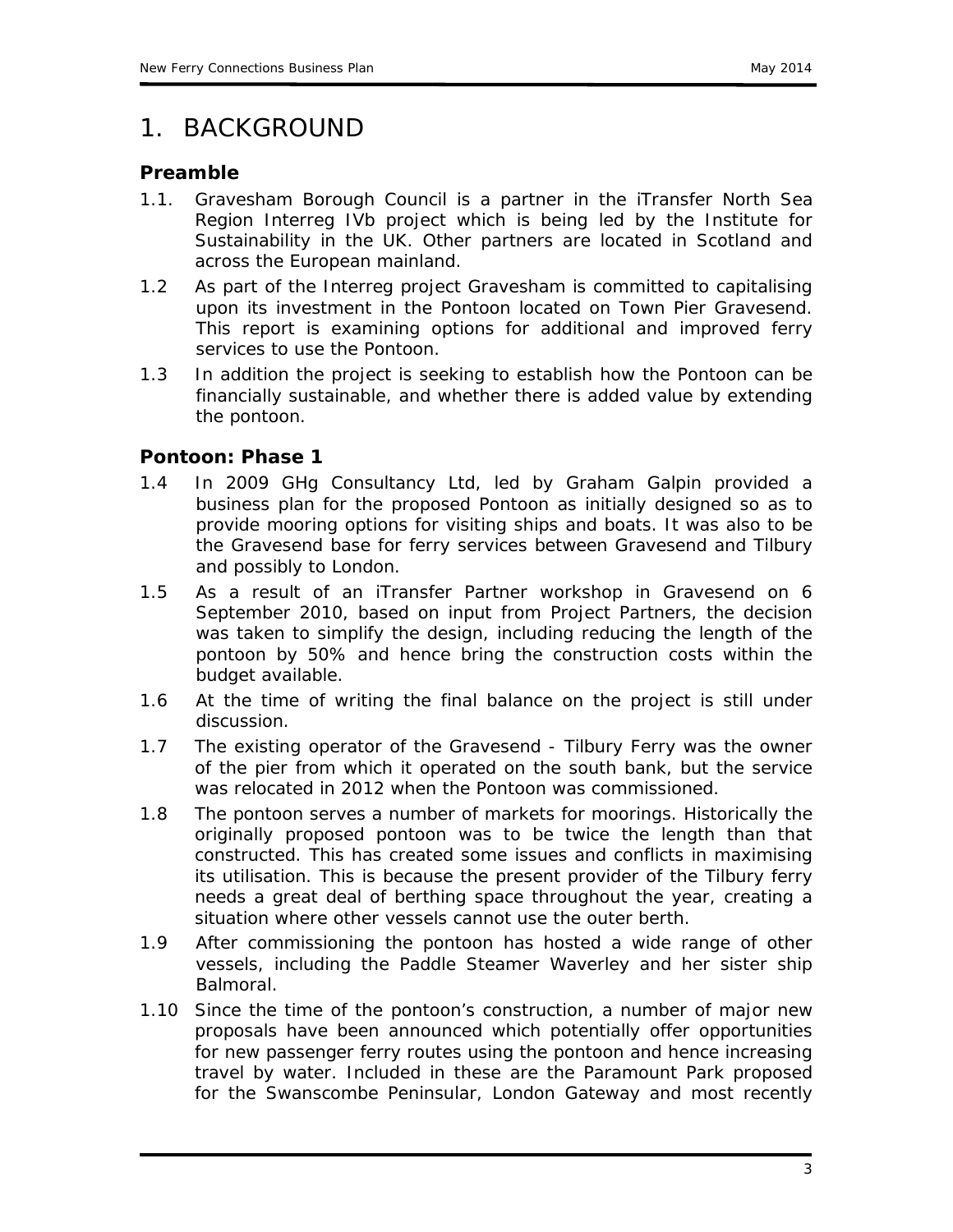# 1. BACKGROUND

## Preamble

1.1. Gravesham Borough Council is a partner in the iTransfer North Sea Region Interreg IVb project which is being led by the Institute for Sustainability in the UK. Other partners are located in Scotland and across the European mainland.

1.2 As part of the Interreg project Gravesham is committed to capitalising upon its investment in the Pontoon located on Town Pier Gravesend. This report is examining options for additional and improved ferry services to use the Pontoon.

1.3 In addition the project is seeking to establish how the Pontoon can be financially sustainable, and whether there is added value by extending the pontoon.

## Pontoon: Phase 1

1.4 In 2009 GHg Consultancy Ltd, led by Graham Galpin provided a business plan for the proposed Pontoon as initially designed so as to provide mooring options for visiting ships and boats. It was also to be the Gravesend base for ferry services between Gravesend and Tilbury and possibly to London.

1.5 As a result of an iTransfer Partner workshop in Gravesend on 6 September 2010, based on input from Project Partners, the decision was taken to simplify the design, including reducing the length of the pontoon by 50% and hence bring the construction costs within the budget available.

1.6 At the time of writing the final balance on the project is still under discussion.

1.7 The existing operator of the Gravesend - Tilbury Ferry was the owner of the pier from which it operated on the south bank, but the service was relocated in 2012 when the Pontoon was commissioned.

1.8 The pontoon serves a number of markets for moorings. Historically the originally proposed pontoon was to be twice the length than that constructed. This has created some issues and conflicts in maximising its utilisation. This is because the present provider of the Tilbury ferry needs a great deal of berthing space throughout the year, creating a situation where other vessels cannot use the outer berth.

1.9 After commissioning the pontoon has hosted a wide range of other vessels, including the Paddle Steamer Waverley and her sister ship Balmoral.

1.10 Since the time of the pontoon's construction, a number of major new proposals have been announced which potentially offer opportunities for new passenger ferry routes using the pontoon and hence increasing travel by water. Included in these are the Paramount Park proposed for the Swanscombe Peninsular, London Gateway and most recently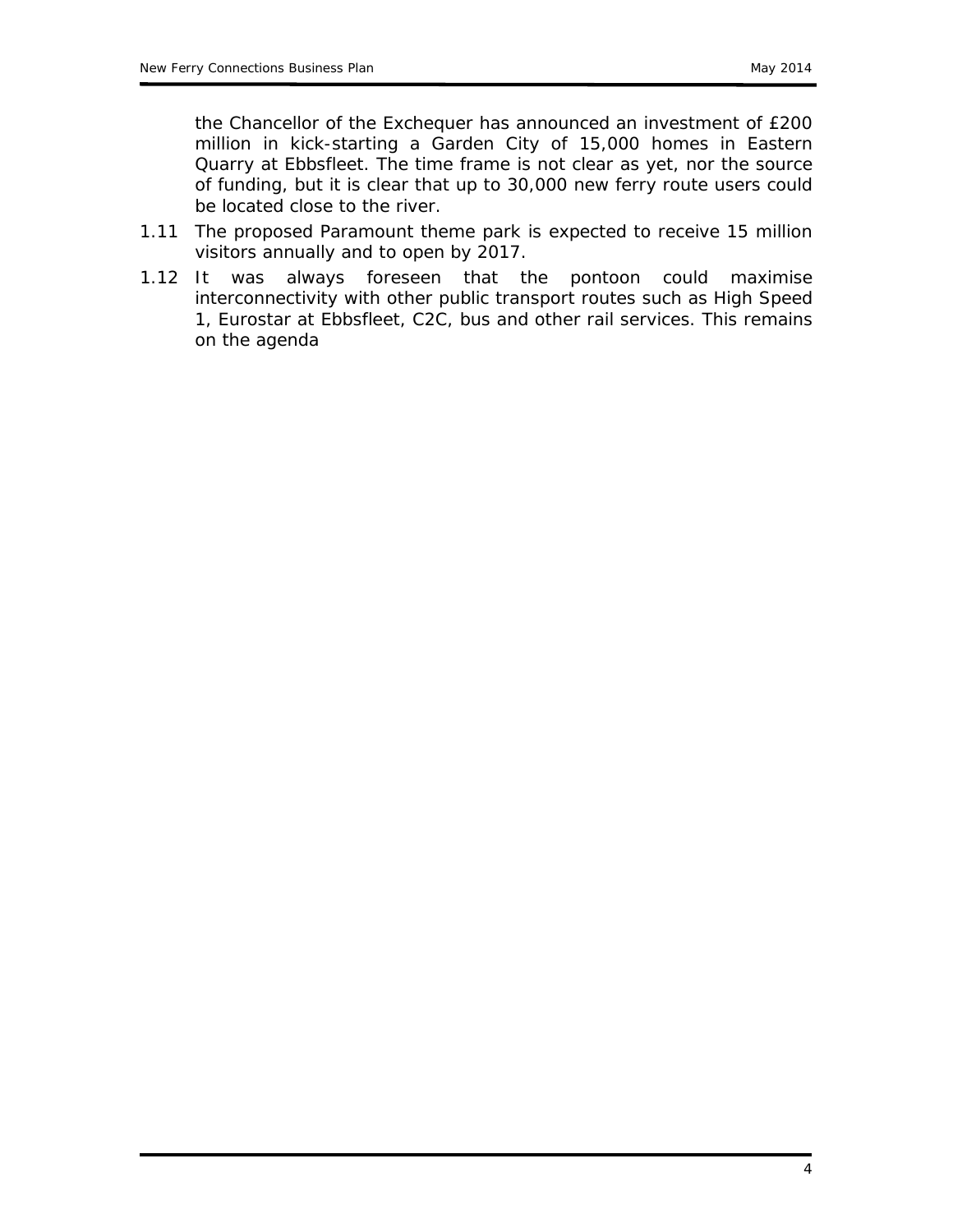the Chancellor of the Exchequer has announced an investment of £200 million in kick-starting a Garden City of 15,000 homes in Eastern Quarry at Ebbsfleet. The time frame is not clear as yet, nor the source of funding, but it is clear that up to 30,000 new ferry route users could be located close to the river.

1.11 The proposed Paramount theme park is expected to receive 15 million visitors annually and to open by 2017.

1.12 It was always foreseen that the pontoon could maximise interconnectivity with other public transport routes such as High Speed 1, Eurostar at Ebbsfleet, C2C, bus and other rail services. This remains on the agenda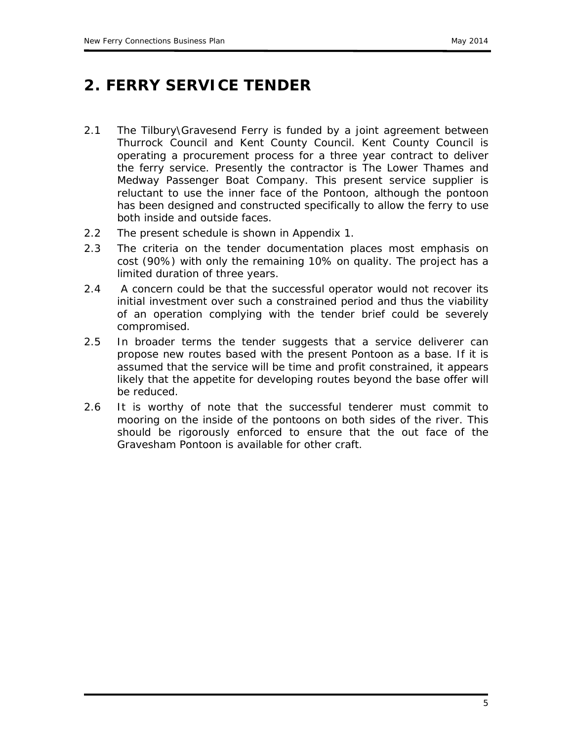## 2. FERRY SERVICE TENDER

2.1 The Tilbury\Gravesend Ferry is funded by a joint agreement between Thurrock Council and Kent County Council. Kent County Council is operating a procurement process for a three year contract to deliver the ferry service. Presently the contractor is The Lower Thames and Medway Passenger Boat Company. This present service supplier is reluctant to use the inner face of the Pontoon, although the pontoon has been designed and constructed specifically to allow the ferry to use both inside and outside faces.

2.2 The present schedule is shown in Appendix 1.

2.3 The criteria on the tender documentation places most emphasis on cost (90%) with only the remaining 10% on quality. The project has a limited duration of three years.

2.4 A concern could be that the successful operator would not recover its initial investment over such a constrained period and thus the viability of an operation complying with the tender brief could be severely compromised.

2.5 In broader terms the tender suggests that a service deliverer can propose new routes based with the present Pontoon as a base. If it is assumed that the service will be time and profit constrained, it appears likely that the appetite for developing routes beyond the base offer will be reduced.

2.6 It is worthy of note that the successful tenderer must commit to mooring on the inside of the pontoons on both sides of the river. This should be rigorously enforced to ensure that the out face of the Gravesham Pontoon is available for other craft.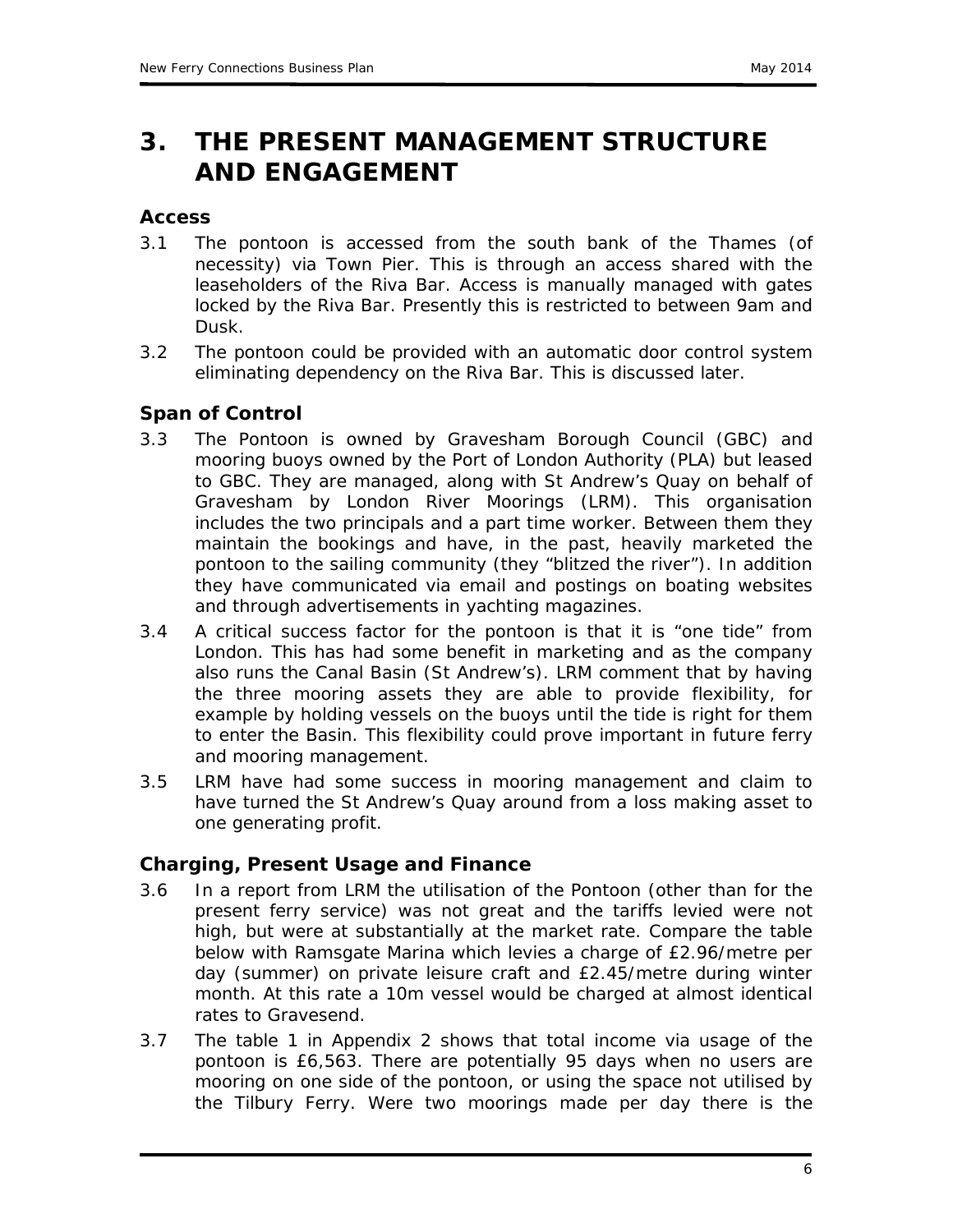# 3. THE PRESENT MANAGEMENT STRUCTURE AND ENGAGEMENT

### Access

3.1 The pontoon is accessed from the south bank of the Thames (of necessity) via Town Pier. This is through an access shared with the leaseholders of the Riva Bar. Access is manually managed with gates locked by the Riva Bar. Presently this is restricted to between 9am and Dusk.

3.2 The pontoon could be provided with an automatic door control system eliminating dependency on the Riva Bar. This is discussed later.

### Span of Control

3.3 The Pontoon is owned by Gravesham Borough Council (GBC) and mooring buoys owned by the Port of London Authority (PLA) but leased to GBC. They are managed, along with St Andrew's Quay on behalf of Gravesham by London River Moorings (LRM). This organisation includes the two principals and a part time worker. Between them they maintain the bookings and have, in the past, heavily marketed the pontoon to the sailing community (they "blitzed the river"). In addition they have communicated via email and postings on boating websites and through advertisements in yachting magazines.

3.4 A critical success factor for the pontoon is that it is "one tide" from London. This has had some benefit in marketing and as the company also runs the Canal Basin (St Andrew's). LRM comment that by having the three mooring assets they are able to provide flexibility, for example by holding vessels on the buoys until the tide is right for them to enter the Basin. This flexibility could prove important in future ferry and mooring management.

3.5 LRM have had some success in mooring management and claim to have turned the St Andrew's Quay around from a loss making asset to one generating profit.

### Charging, Present Usage and Finance

3.6 In a report from LRM the utilisation of the Pontoon (other than for the present ferry service) was not great and the tariffs levied were not high, but were at substantially at the market rate. Compare the table below with Ramsgate Marina which levies a charge of £2.96/metre per day (summer) on private leisure craft and £2.45/metre during winter month. At this rate a 10m vessel would be charged at almost identical rates to Gravesend.

3.7 The table 1 in Appendix 2 shows that total income via usage of the pontoon is £6,563. There are potentially 95 days when no users are mooring on one side of the pontoon, or using the space not utilised by the Tilbury Ferry. Were two moorings made per day there is the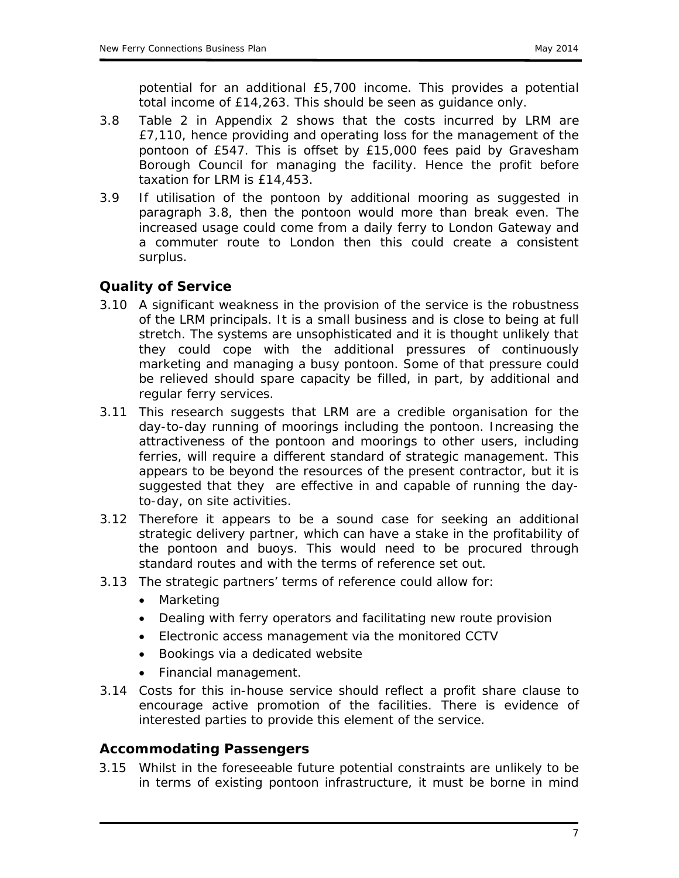potential for an additional £5,700 income. This provides a potential total income of £14,263. This should be seen as guidance only.

3.8 Table 2 in Appendix 2 shows that the costs incurred by LRM are £7,110, hence providing and operating loss for the management of the pontoon of £547. This is offset by £15,000 fees paid by Gravesham Borough Council for managing the facility. Hence the profit before taxation for LRM is £14,453.

3.9 If utilisation of the pontoon by additional mooring as suggested in paragraph 3.8, then the pontoon would more than break even. The increased usage could come from a daily ferry to London Gateway and a commuter route to London then this could create a consistent surplus.

## Quality of Service

3.10 A significant weakness in the provision of the service is the robustness of the LRM principals. It is a small business and is close to being at full stretch. The systems are unsophisticated and it is thought unlikely that they could cope with the additional pressures of continuously marketing and managing a busy pontoon. Some of that pressure could be relieved should spare capacity be filled, in part, by additional and regular ferry services.

3.11 This research suggests that LRM are a credible organisation for the day-to-day running of moorings including the pontoon. Increasing the attractiveness of the pontoon and moorings to other users, including ferries, will require a different standard of strategic management. This appears to be beyond the resources of the present contractor, but it is suggested that they are effective in and capable of running the day-to-day, on site activities.

3.12 Therefore it appears to be a sound case for seeking an additional strategic delivery partner, which can have a stake in the profitability of the pontoon and buoys. This would need to be procured through standard routes and with the terms of reference set out.

3.13 The strategic partners' terms of reference could allow for:

- Marketing
- Dealing with ferry operators and facilitating new route provision
- Electronic access management via the monitored CCTV
- Bookings via a dedicated website
- Financial management.

3.14 Costs for this in-house service should reflect a profit share clause to encourage active promotion of the facilities. There is evidence of interested parties to provide this element of the service.

## Accommodating Passengers

3.15 Whilst in the foreseeable future potential constraints are unlikely to be in terms of existing pontoon infrastructure, it must be borne in mind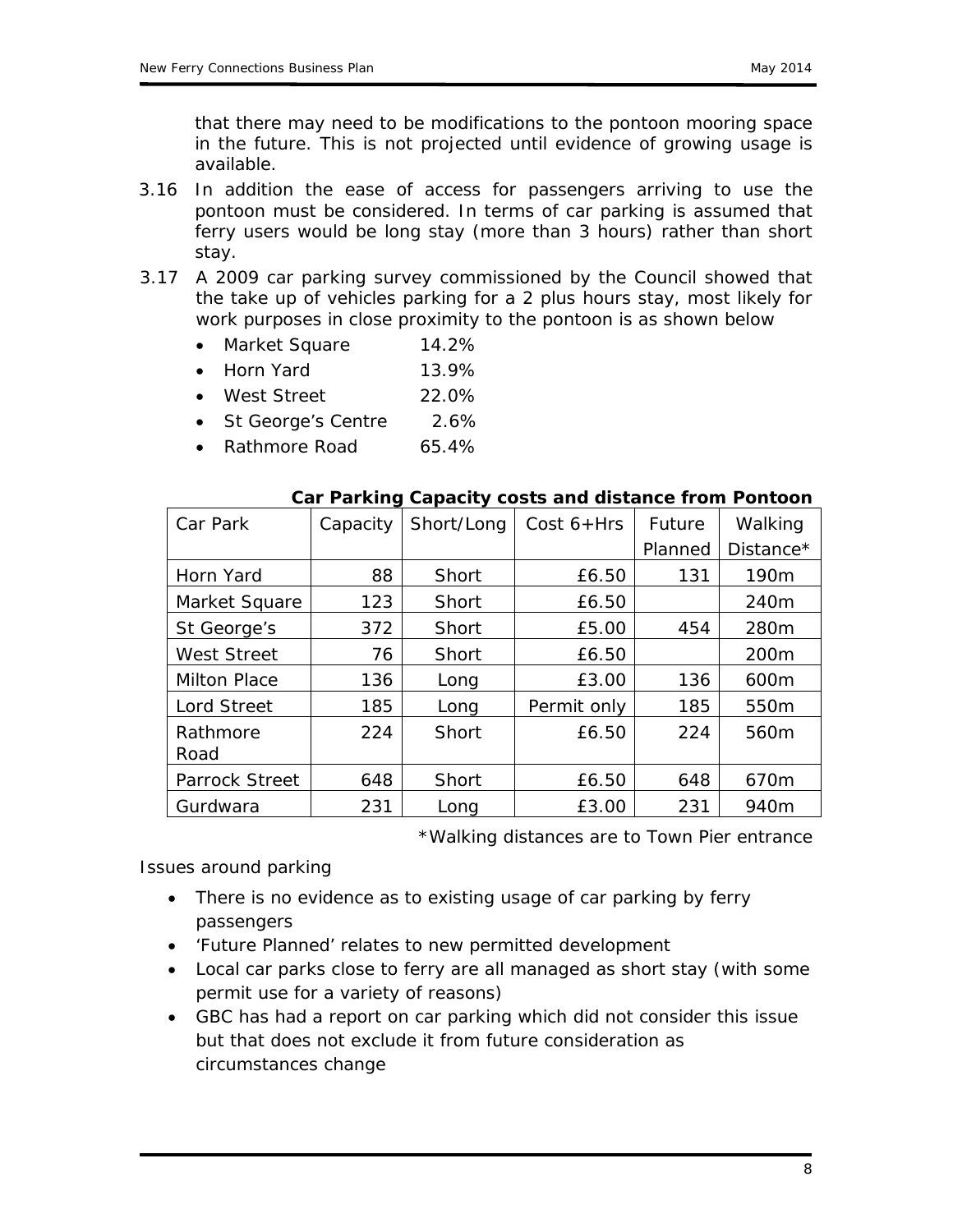that there may need to be modifications to the pontoon mooring space in the future. This is not projected until evidence of growing usage is available.

3.16 In addition the ease of access for passengers arriving to use the pontoon must be considered. In terms of car parking is assumed that ferry users would be long stay (more than 3 hours) rather than short stay.

3.17 A 2009 car parking survey commissioned by the Council showed that the take up of vehicles parking for a 2 plus hours stay, most likely for work purposes in close proximity to the pontoon is as shown below

- Market Square 14.2%
- Horn Yard 13.9%
- West Street 22.0%
- St George's Centre 2.6%
- Rathmore Road 65.4%

**Car Parking Capacity costs and distance from Pontoon**

| Car Park | Capacity | Short/Long | Cost 6+Hrs | Future Planned | Walking Distance* |
|---|---|---|---|---|---|
| Horn Yard | 88 | Short | £6.50 | 131 | 190m |
| Market Square | 123 | Short | £6.50 | | 240m |
| St George's | 372 | Short | £5.00 | 454 | 280m |
| West Street | 76 | Short | £6.50 | | 200m |
| Milton Place | 136 | Long | £3.00 | 136 | 600m |
| Lord Street | 185 | Long | Permit only | 185 | 550m |
| Rathmore Road | 224 | Short | £6.50 | 224 | 560m |
| Parrock Street | 648 | Short | £6.50 | 648 | 670m |
| Gurdwara | 231 | Long | £3.00 | 231 | 940m |

*Walking distances are to Town Pier entrance

Issues around parking

- There is no evidence as to existing usage of car parking by ferry passengers
- 'Future Planned' relates to new permitted development
- Local car parks close to ferry are all managed as short stay (with some permit use for a variety of reasons)
- GBC has had a report on car parking which did not consider this issue but that does not exclude it from future consideration as circumstances change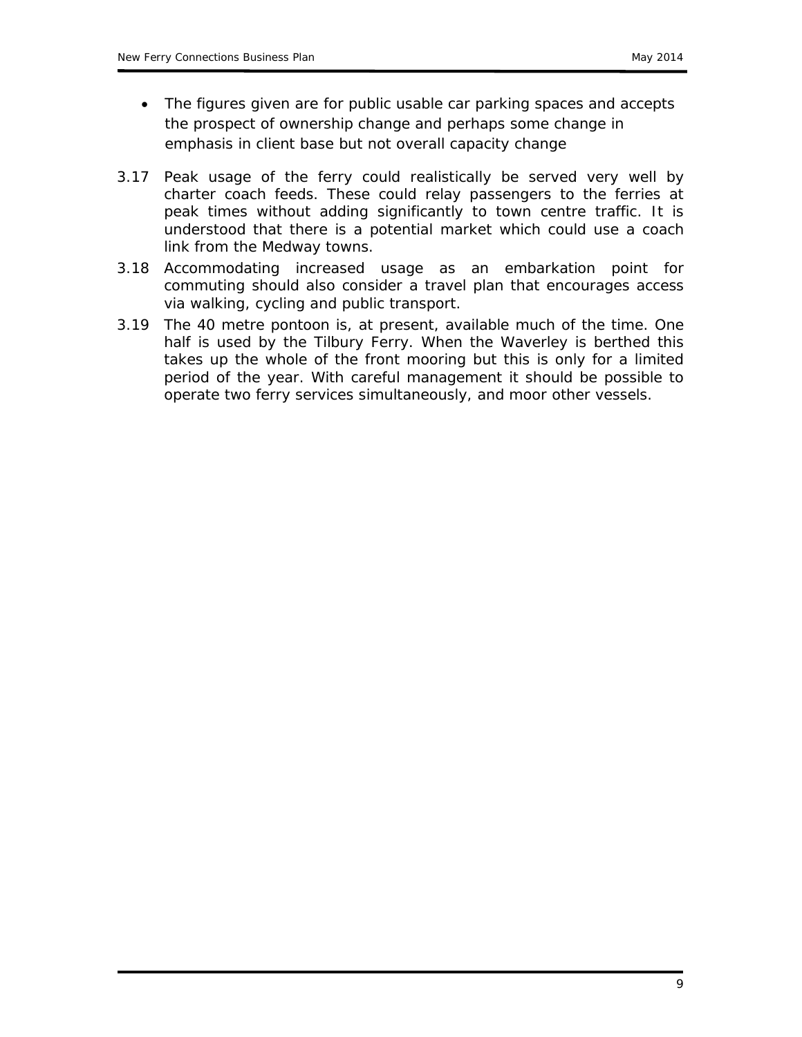- The figures given are for public usable car parking spaces and accepts the prospect of ownership change and perhaps some change in emphasis in client base but not overall capacity change

3.17 Peak usage of the ferry could realistically be served very well by charter coach feeds. These could relay passengers to the ferries at peak times without adding significantly to town centre traffic. It is understood that there is a potential market which could use a coach link from the Medway towns.

3.18 Accommodating increased usage as an embarkation point for commuting should also consider a travel plan that encourages access via walking, cycling and public transport.

3.19 The 40 metre pontoon is, at present, available much of the time. One half is used by the Tilbury Ferry. When the Waverley is berthed this takes up the whole of the front mooring but this is only for a limited period of the year. With careful management it should be possible to operate two ferry services simultaneously, and moor other vessels.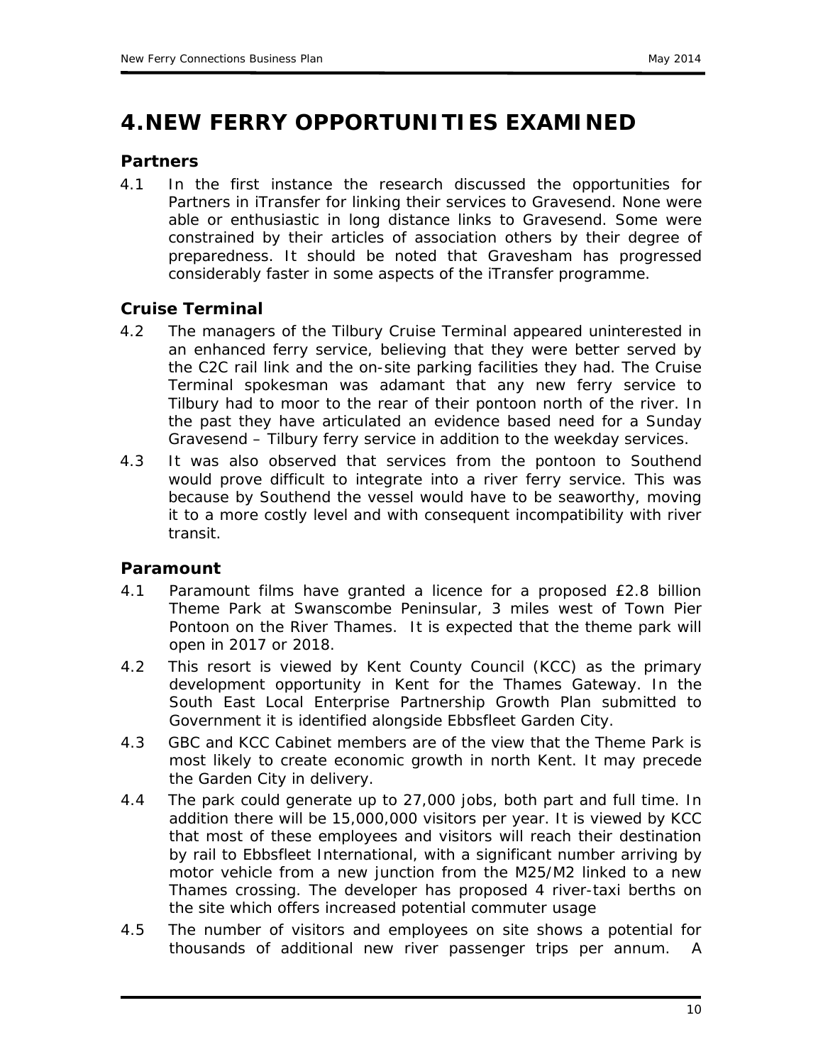# 4. NEW FERRY OPPORTUNITIES EXAMINED

## Partners

4.1 In the first instance the research discussed the opportunities for Partners in iTransfer for linking their services to Gravesend. None were able or enthusiastic in long distance links to Gravesend. Some were constrained by their articles of association others by their degree of preparedness. It should be noted that Gravesham has progressed considerably faster in some aspects of the iTransfer programme.

## Cruise Terminal

4.2 The managers of the Tilbury Cruise Terminal appeared uninterested in an enhanced ferry service, believing that they were better served by the C2C rail link and the on-site parking facilities they had. The Cruise Terminal spokesman was adamant that any new ferry service to Tilbury had to moor to the rear of their pontoon north of the river. In the past they have articulated an evidence based need for a Sunday Gravesend – Tilbury ferry service in addition to the weekday services.

4.3 It was also observed that services from the pontoon to Southend would prove difficult to integrate into a river ferry service. This was because by Southend the vessel would have to be seaworthy, moving it to a more costly level and with consequent incompatibility with river transit.

## Paramount

4.1 Paramount films have granted a licence for a proposed £2.8 billion Theme Park at Swanscombe Peninsular, 3 miles west of Town Pier Pontoon on the River Thames. It is expected that the theme park will open in 2017 or 2018.

4.2 This resort is viewed by Kent County Council (KCC) as the primary development opportunity in Kent for the Thames Gateway. In the South East Local Enterprise Partnership Growth Plan submitted to Government it is identified alongside Ebbsfleet Garden City.

4.3 GBC and KCC Cabinet members are of the view that the Theme Park is most likely to create economic growth in north Kent. It may precede the Garden City in delivery.

4.4 The park could generate up to 27,000 jobs, both part and full time. In addition there will be 15,000,000 visitors per year. It is viewed by KCC that most of these employees and visitors will reach their destination by rail to Ebbsfleet International, with a significant number arriving by motor vehicle from a new junction from the M25/M2 linked to a new Thames crossing. The developer has proposed 4 river-taxi berths on the site which offers increased potential commuter usage

4.5 The number of visitors and employees on site shows a potential for thousands of additional new river passenger trips per annum. A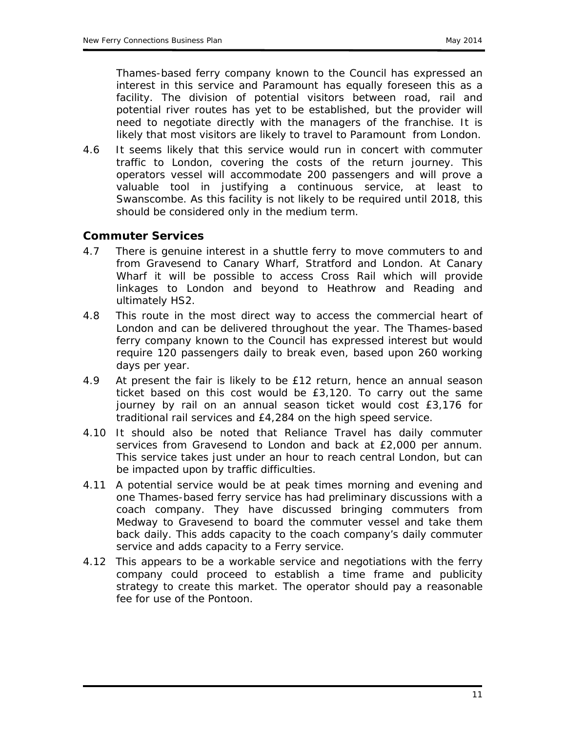Thames-based ferry company known to the Council has expressed an interest in this service and Paramount has equally foreseen this as a facility. The division of potential visitors between road, rail and potential river routes has yet to be established, but the provider will need to negotiate directly with the managers of the franchise. It is likely that most visitors are likely to travel to Paramount from London.

4.6 It seems likely that this service would run in concert with commuter traffic to London, covering the costs of the return journey. This operators vessel will accommodate 200 passengers and will prove a valuable tool in justifying a continuous service, at least to Swanscombe. As this facility is not likely to be required until 2018, this should be considered only in the medium term.

### Commuter Services

4.7 There is genuine interest in a shuttle ferry to move commuters to and from Gravesend to Canary Wharf, Stratford and London. At Canary Wharf it will be possible to access Cross Rail which will provide linkages to London and beyond to Heathrow and Reading and ultimately HS2.

4.8 This route in the most direct way to access the commercial heart of London and can be delivered throughout the year. The Thames-based ferry company known to the Council has expressed interest but would require 120 passengers daily to break even, based upon 260 working days per year.

4.9 At present the fair is likely to be £12 return, hence an annual season ticket based on this cost would be £3,120. To carry out the same journey by rail on an annual season ticket would cost £3,176 for traditional rail services and £4,284 on the high speed service.

4.10 It should also be noted that Reliance Travel has daily commuter services from Gravesend to London and back at £2,000 per annum. This service takes just under an hour to reach central London, but can be impacted upon by traffic difficulties.

4.11 A potential service would be at peak times morning and evening and one Thames-based ferry service has had preliminary discussions with a coach company. They have discussed bringing commuters from Medway to Gravesend to board the commuter vessel and take them back daily. This adds capacity to the coach company's daily commuter service and adds capacity to a Ferry service.

4.12 This appears to be a workable service and negotiations with the ferry company could proceed to establish a time frame and publicity strategy to create this market. The operator should pay a reasonable fee for use of the Pontoon.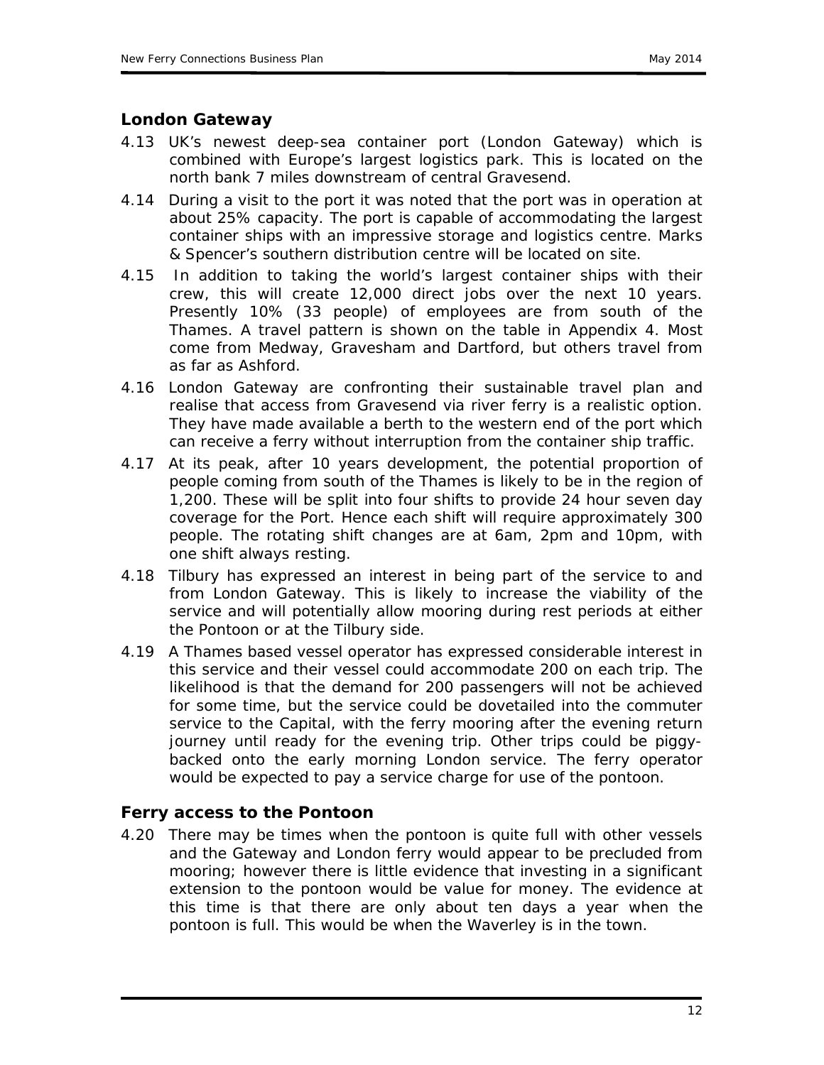## London Gateway

4.13 UK's newest deep-sea container port (London Gateway) which is combined with Europe's largest logistics park. This is located on the north bank 7 miles downstream of central Gravesend.

4.14 During a visit to the port it was noted that the port was in operation at about 25% capacity. The port is capable of accommodating the largest container ships with an impressive storage and logistics centre. Marks & Spencer's southern distribution centre will be located on site.

4.15 In addition to taking the world's largest container ships with their crew, this will create 12,000 direct jobs over the next 10 years. Presently 10% (33 people) of employees are from south of the Thames. A travel pattern is shown on the table in Appendix 4. Most come from Medway, Gravesham and Dartford, but others travel from as far as Ashford.

4.16 London Gateway are confronting their sustainable travel plan and realise that access from Gravesend via river ferry is a realistic option. They have made available a berth to the western end of the port which can receive a ferry without interruption from the container ship traffic.

4.17 At its peak, after 10 years development, the potential proportion of people coming from south of the Thames is likely to be in the region of 1,200. These will be split into four shifts to provide 24 hour seven day coverage for the Port. Hence each shift will require approximately 300 people. The rotating shift changes are at 6am, 2pm and 10pm, with one shift always resting.

4.18 Tilbury has expressed an interest in being part of the service to and from London Gateway. This is likely to increase the viability of the service and will potentially allow mooring during rest periods at either the Pontoon or at the Tilbury side.

4.19 A Thames based vessel operator has expressed considerable interest in this service and their vessel could accommodate 200 on each trip. The likelihood is that the demand for 200 passengers will not be achieved for some time, but the service could be dovetailed into the commuter service to the Capital, with the ferry mooring after the evening return journey until ready for the evening trip. Other trips could be piggy-backed onto the early morning London service. The ferry operator would be expected to pay a service charge for use of the pontoon.

## Ferry access to the Pontoon

4.20 There may be times when the pontoon is quite full with other vessels and the Gateway and London ferry would appear to be precluded from mooring; however there is little evidence that investing in a significant extension to the pontoon would be value for money. The evidence at this time is that there are only about ten days a year when the pontoon is full. This would be when the Waverley is in the town.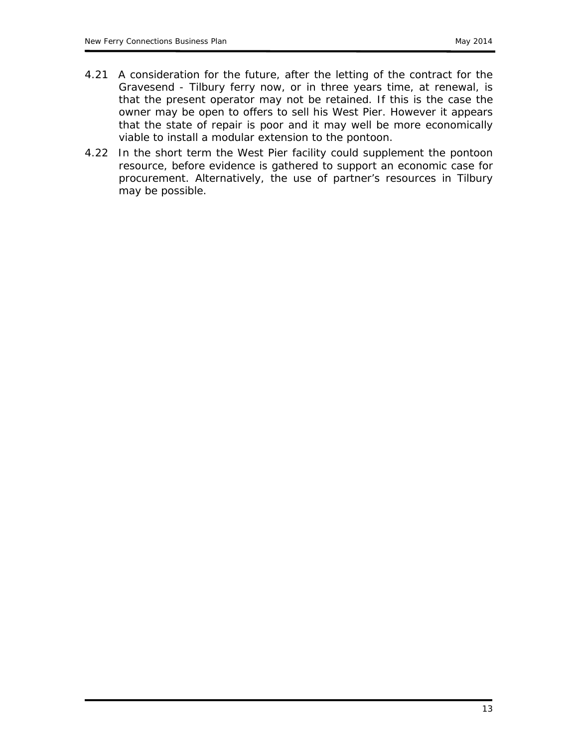4.21 A consideration for the future, after the letting of the contract for the Gravesend - Tilbury ferry now, or in three years time, at renewal, is that the present operator may not be retained. If this is the case the owner may be open to offers to sell his West Pier. However it appears that the state of repair is poor and it may well be more economically viable to install a modular extension to the pontoon.

4.22 In the short term the West Pier facility could supplement the pontoon resource, before evidence is gathered to support an economic case for procurement. Alternatively, the use of partner's resources in Tilbury may be possible.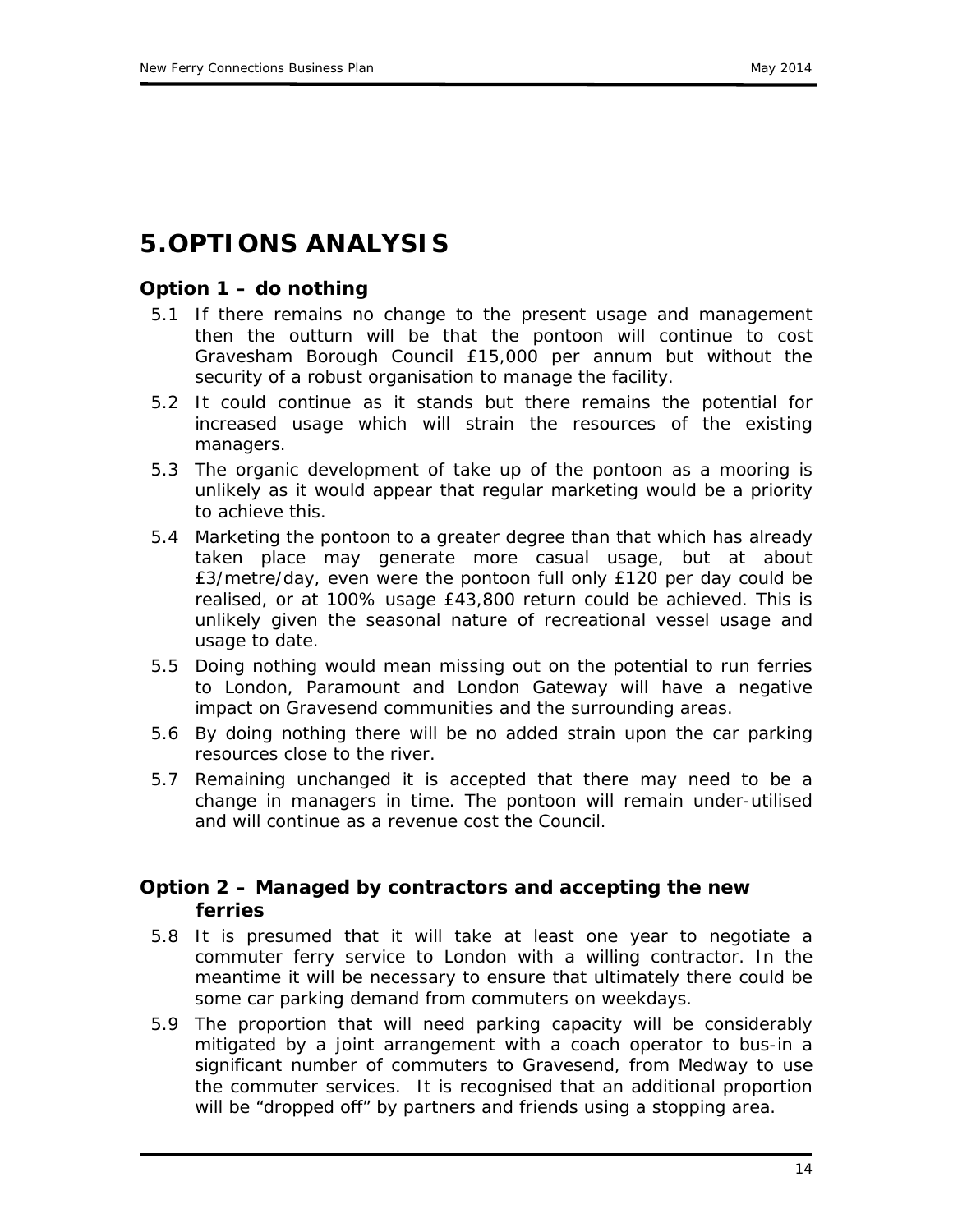# 5. OPTIONS ANALYSIS

### Option 1 – do nothing

5.1 If there remains no change to the present usage and management then the outturn will be that the pontoon will continue to cost Gravesham Borough Council £15,000 per annum but without the security of a robust organisation to manage the facility.

5.2 It could continue as it stands but there remains the potential for increased usage which will strain the resources of the existing managers.

5.3 The organic development of take up of the pontoon as a mooring is unlikely as it would appear that regular marketing would be a priority to achieve this.

5.4 Marketing the pontoon to a greater degree than that which has already taken place may generate more casual usage, but at about £3/metre/day, even were the pontoon full only £120 per day could be realised, or at 100% usage £43,800 return could be achieved. This is unlikely given the seasonal nature of recreational vessel usage and usage to date.

5.5 Doing nothing would mean missing out on the potential to run ferries to London, Paramount and London Gateway will have a negative impact on Gravesend communities and the surrounding areas.

5.6 By doing nothing there will be no added strain upon the car parking resources close to the river.

5.7 Remaining unchanged it is accepted that there may need to be a change in managers in time. The pontoon will remain under-utilised and will continue as a revenue cost the Council.

### Option 2 – Managed by contractors and accepting the new ferries

5.8 It is presumed that it will take at least one year to negotiate a commuter ferry service to London with a willing contractor. In the meantime it will be necessary to ensure that ultimately there could be some car parking demand from commuters on weekdays.

5.9 The proportion that will need parking capacity will be considerably mitigated by a joint arrangement with a coach operator to bus-in a significant number of commuters to Gravesend, from Medway to use the commuter services. It is recognised that an additional proportion will be "dropped off" by partners and friends using a stopping area.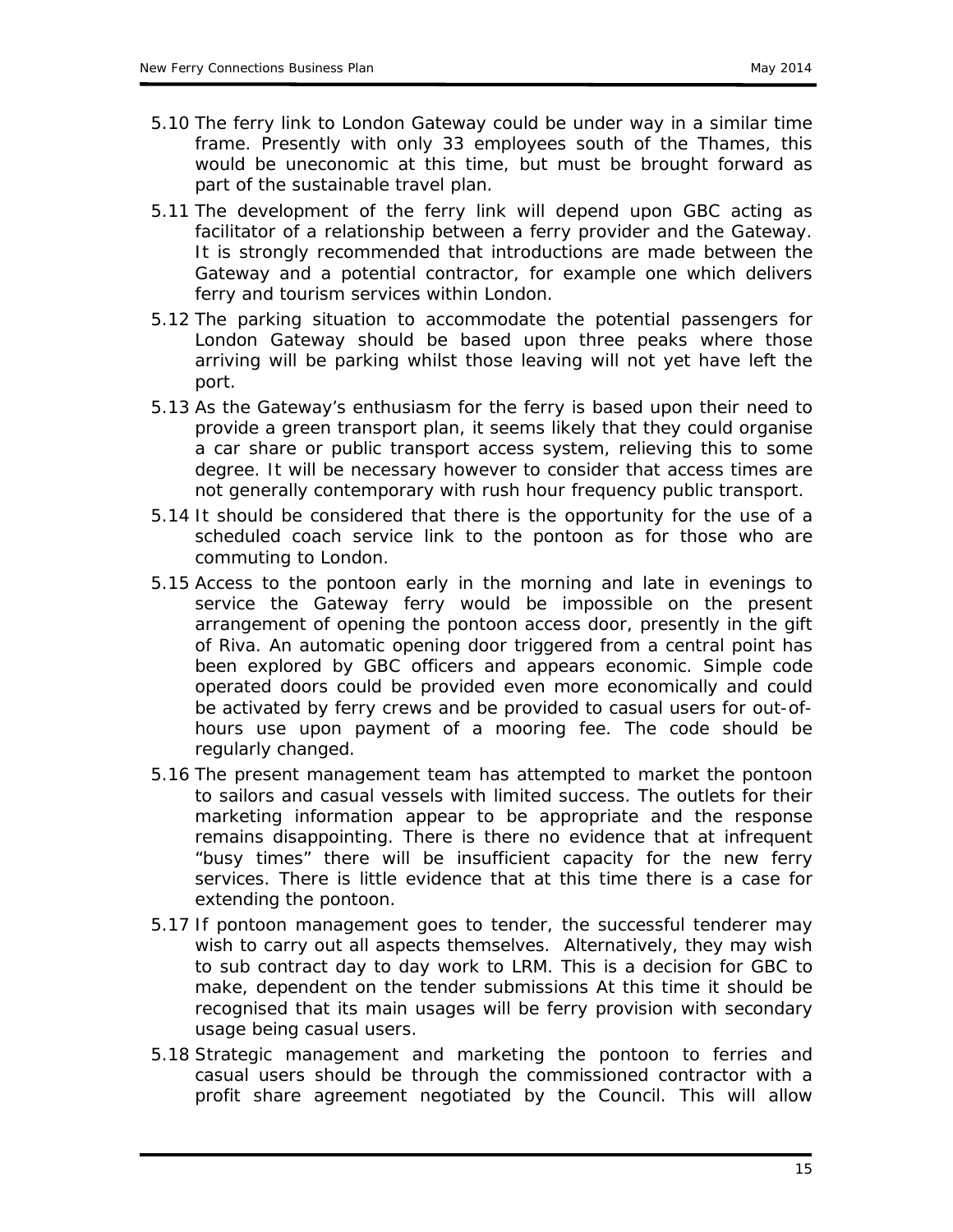5.10 The ferry link to London Gateway could be under way in a similar time frame. Presently with only 33 employees south of the Thames, this would be uneconomic at this time, but must be brought forward as part of the sustainable travel plan.

5.11 The development of the ferry link will depend upon GBC acting as facilitator of a relationship between a ferry provider and the Gateway. It is strongly recommended that introductions are made between the Gateway and a potential contractor, for example one which delivers ferry and tourism services within London.

5.12 The parking situation to accommodate the potential passengers for London Gateway should be based upon three peaks where those arriving will be parking whilst those leaving will not yet have left the port.

5.13 As the Gateway's enthusiasm for the ferry is based upon their need to provide a green transport plan, it seems likely that they could organise a car share or public transport access system, relieving this to some degree. It will be necessary however to consider that access times are not generally contemporary with rush hour frequency public transport.

5.14 It should be considered that there is the opportunity for the use of a scheduled coach service link to the pontoon as for those who are commuting to London.

5.15 Access to the pontoon early in the morning and late in evenings to service the Gateway ferry would be impossible on the present arrangement of opening the pontoon access door, presently in the gift of Riva. An automatic opening door triggered from a central point has been explored by GBC officers and appears economic. Simple code operated doors could be provided even more economically and could be activated by ferry crews and be provided to casual users for out-of-hours use upon payment of a mooring fee. The code should be regularly changed.

5.16 The present management team has attempted to market the pontoon to sailors and casual vessels with limited success. The outlets for their marketing information appear to be appropriate and the response remains disappointing. There is there no evidence that at infrequent "busy times" there will be insufficient capacity for the new ferry services. There is little evidence that at this time there is a case for extending the pontoon.

5.17 If pontoon management goes to tender, the successful tenderer may wish to carry out all aspects themselves. Alternatively, they may wish to sub contract day to day work to LRM. This is a decision for GBC to make, dependent on the tender submissions At this time it should be recognised that its main usages will be ferry provision with secondary usage being casual users.

5.18 Strategic management and marketing the pontoon to ferries and casual users should be through the commissioned contractor with a profit share agreement negotiated by the Council. This will allow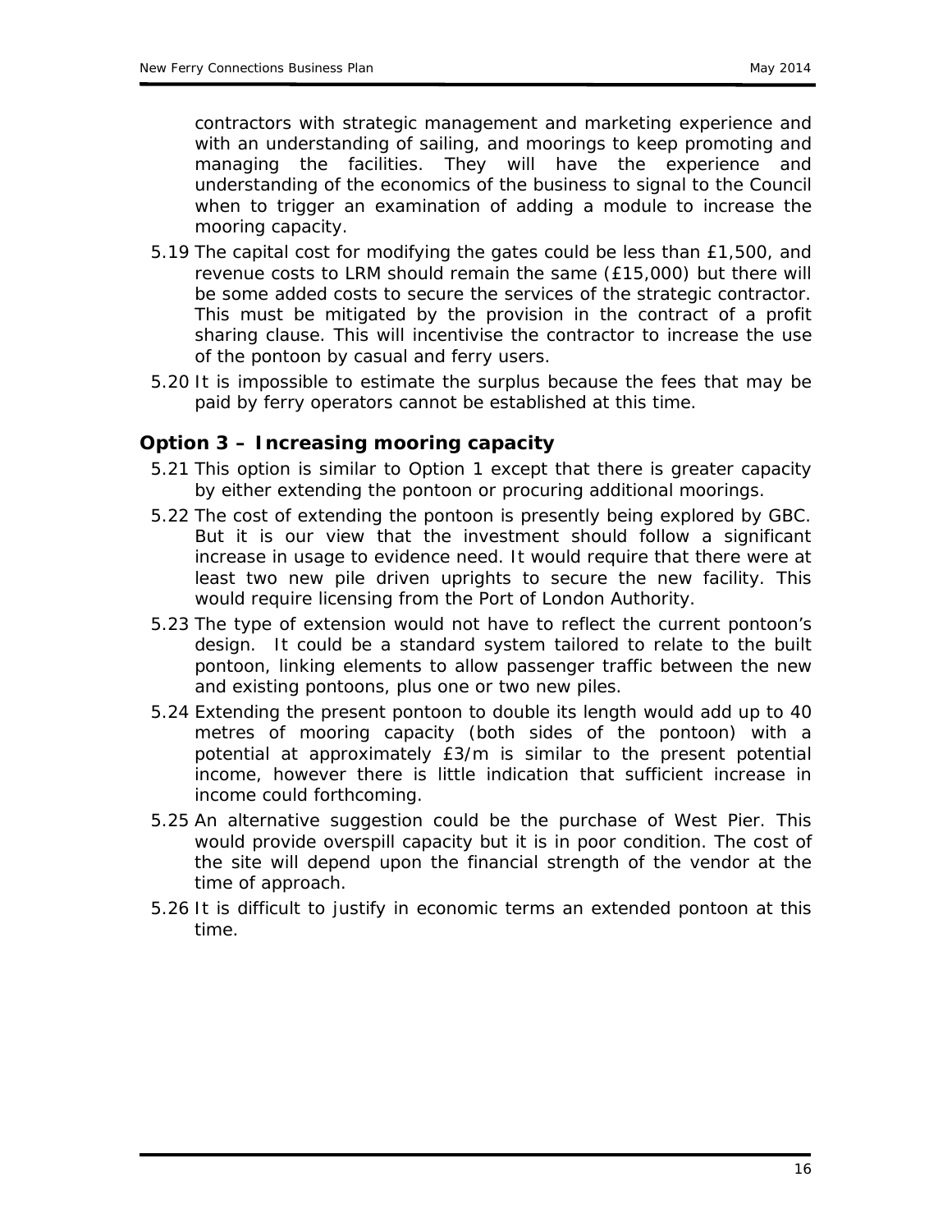contractors with strategic management and marketing experience and with an understanding of sailing, and moorings to keep promoting and managing the facilities. They will have the experience and understanding of the economics of the business to signal to the Council when to trigger an examination of adding a module to increase the mooring capacity.

5.19 The capital cost for modifying the gates could be less than £1,500, and revenue costs to LRM should remain the same (£15,000) but there will be some added costs to secure the services of the strategic contractor. This must be mitigated by the provision in the contract of a profit sharing clause. This will incentivise the contractor to increase the use of the pontoon by casual and ferry users.

5.20 It is impossible to estimate the surplus because the fees that may be paid by ferry operators cannot be established at this time.

### Option 3 – Increasing mooring capacity

5.21 This option is similar to Option 1 except that there is greater capacity by either extending the pontoon or procuring additional moorings.

5.22 The cost of extending the pontoon is presently being explored by GBC. But it is our view that the investment should follow a significant increase in usage to evidence need. It would require that there were at least two new pile driven uprights to secure the new facility. This would require licensing from the Port of London Authority.

5.23 The type of extension would not have to reflect the current pontoon's design. It could be a standard system tailored to relate to the built pontoon, linking elements to allow passenger traffic between the new and existing pontoons, plus one or two new piles.

5.24 Extending the present pontoon to double its length would add up to 40 metres of mooring capacity (both sides of the pontoon) with a potential at approximately £3/m is similar to the present potential income, however there is little indication that sufficient increase in income could forthcoming.

5.25 An alternative suggestion could be the purchase of West Pier. This would provide overspill capacity but it is in poor condition. The cost of the site will depend upon the financial strength of the vendor at the time of approach.

5.26 It is difficult to justify in economic terms an extended pontoon at this time.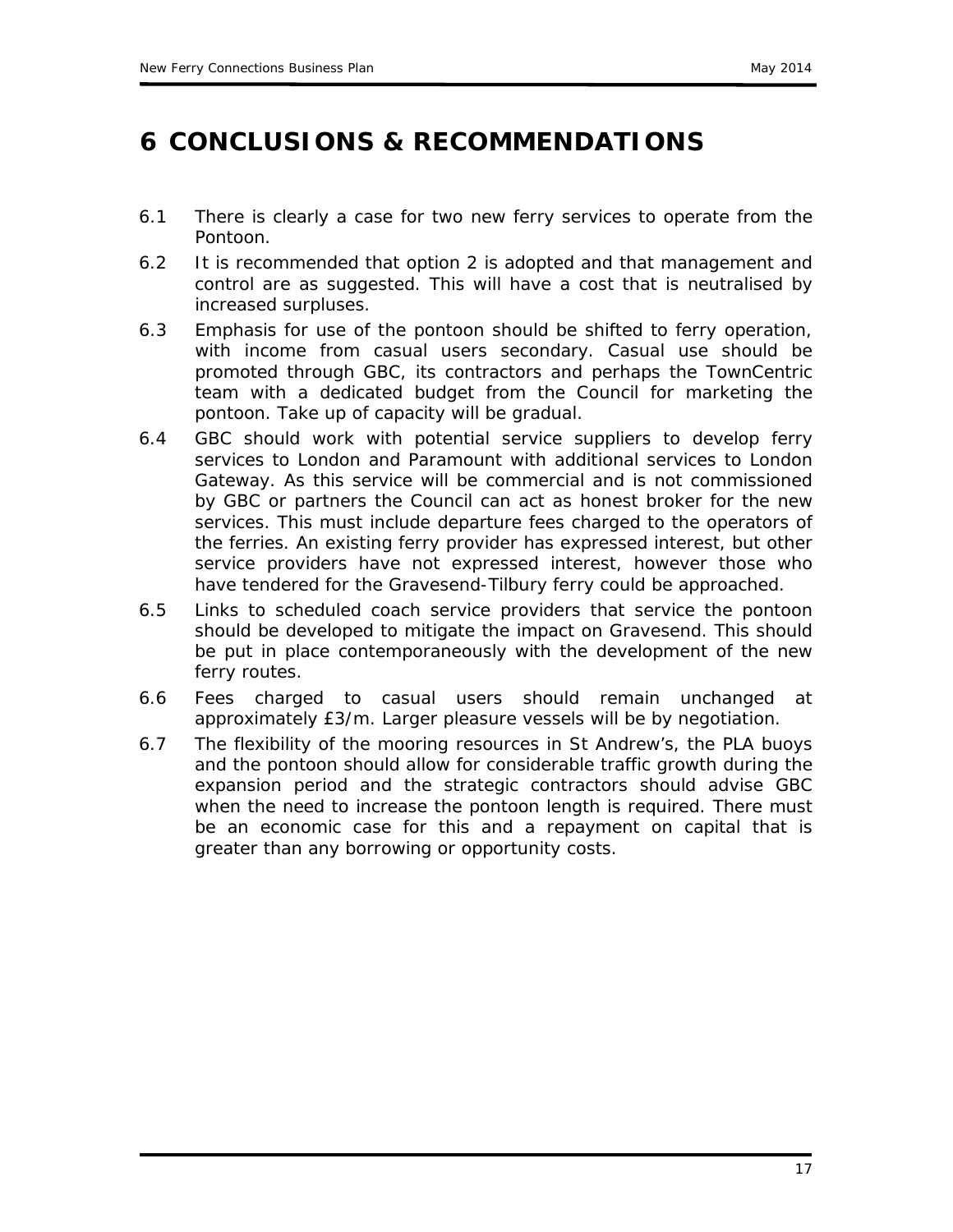# 6 CONCLUSIONS & RECOMMENDATIONS

6.1 There is clearly a case for two new ferry services to operate from the Pontoon.

6.2 It is recommended that option 2 is adopted and that management and control are as suggested. This will have a cost that is neutralised by increased surpluses.

6.3 Emphasis for use of the pontoon should be shifted to ferry operation, with income from casual users secondary. Casual use should be promoted through GBC, its contractors and perhaps the TownCentric team with a dedicated budget from the Council for marketing the pontoon. Take up of capacity will be gradual.

6.4 GBC should work with potential service suppliers to develop ferry services to London and Paramount with additional services to London Gateway. As this service will be commercial and is not commissioned by GBC or partners the Council can act as honest broker for the new services. This must include departure fees charged to the operators of the ferries. An existing ferry provider has expressed interest, but other service providers have not expressed interest, however those who have tendered for the Gravesend-Tilbury ferry could be approached.

6.5 Links to scheduled coach service providers that service the pontoon should be developed to mitigate the impact on Gravesend. This should be put in place contemporaneously with the development of the new ferry routes.

6.6 Fees charged to casual users should remain unchanged at approximately £3/m. Larger pleasure vessels will be by negotiation.

6.7 The flexibility of the mooring resources in St Andrew's, the PLA buoys and the pontoon should allow for considerable traffic growth during the expansion period and the strategic contractors should advise GBC when the need to increase the pontoon length is required. There must be an economic case for this and a repayment on capital that is greater than any borrowing or opportunity costs.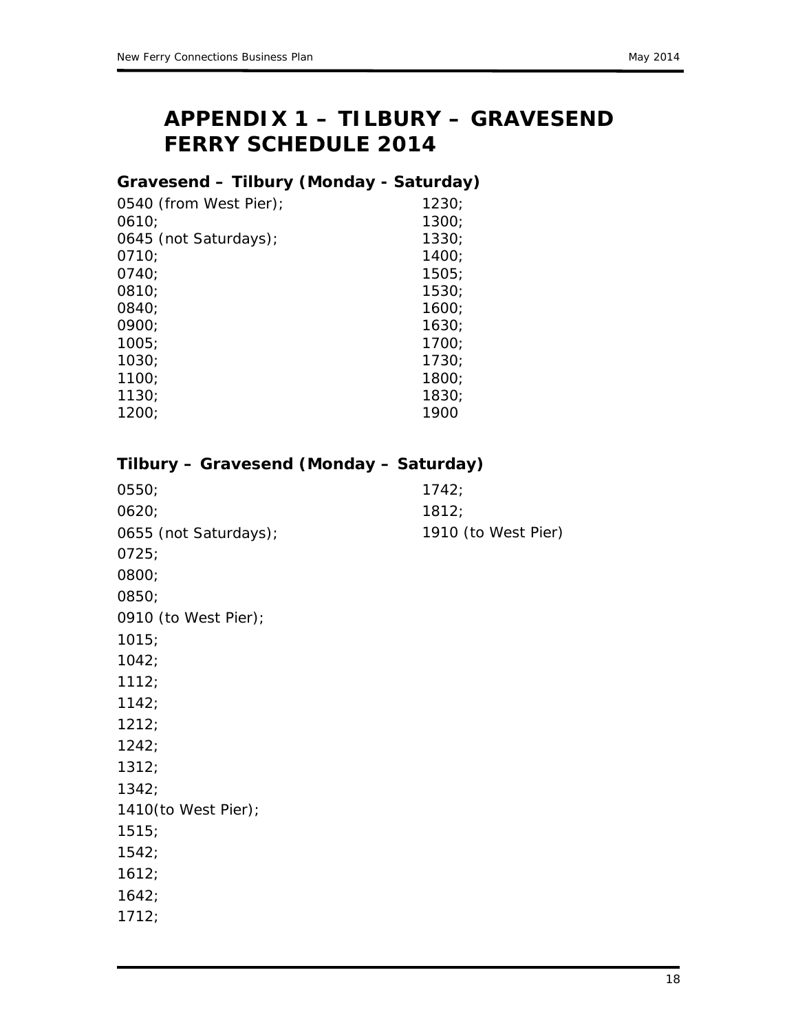# APPENDIX 1 – TILBURY – GRAVESEND FERRY SCHEDULE 2014

## Gravesend – Tilbury (Monday - Saturday)

0540 (from West Pier);
0610;
0645 (not Saturdays);
0710;
0740;
0810;
0840;
0900;
1005;
1030;
1100;
1130;
1200;
1230;
1300;
1330;
1400;
1505;
1530;
1600;
1630;
1700;
1730;
1800;
1830;
1900

## Tilbury – Gravesend (Monday – Saturday)

0550;
0620;
0655 (not Saturdays);
0725;
0800;
0850;
0910 (to West Pier);
1015;
1042;
1112;
1142;
1212;
1242;
1312;
1342;
1410(to West Pier);
1515;
1542;
1612;
1642;
1712;
1742;
1812;
1910 (to West Pier)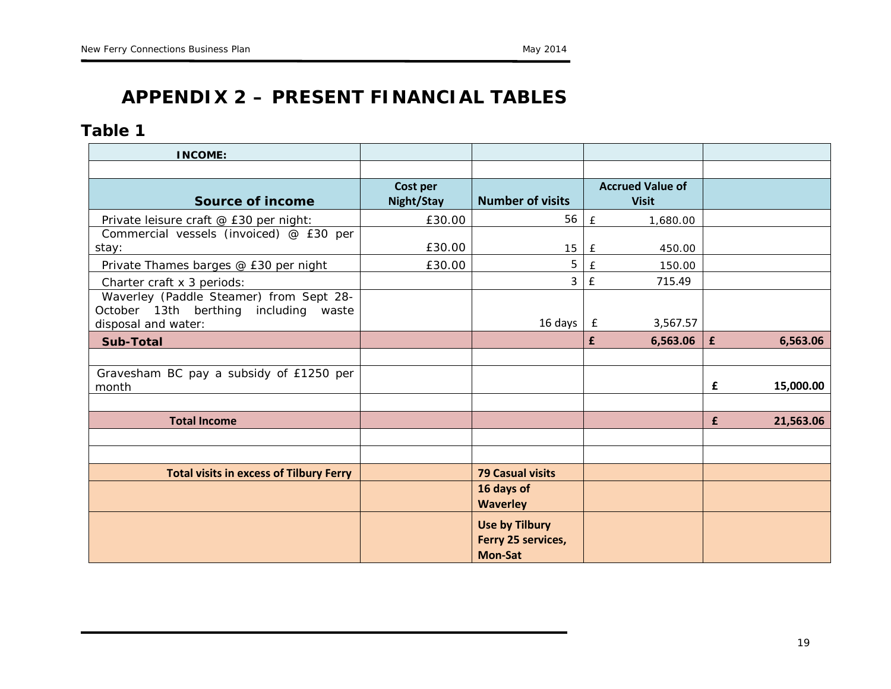# APPENDIX 2 – PRESENT FINANCIAL TABLES

## Table 1

| INCOME: | | | | |
|---|---|---|---|---|
| | | | | |
| **Source of income** | **Cost per Night/Stay** | **Number of visits** | **Accrued Value of Visit** | |
| Private leisure craft @ £30 per night: | £30.00 | 56 | £ 1,680.00 | |
| Commercial vessels (invoiced) @ £30 per stay: | £30.00 | 15 | £ 450.00 | |
| Private Thames barges @ £30 per night | £30.00 | 5 | £ 150.00 | |
| Charter craft x 3 periods: | | 3 | £ 715.49 | |
| Waverley (Paddle Steamer) from Sept 28- October 13th berthing including waste disposal and water: | | 16 days | £ 3,567.57 | |
| **Sub-Total** | | | **£ 6,563.06** | **£ 6,563.06** |
| | | | | |
| Gravesham BC pay a subsidy of £1250 per month | | | | **£ 15,000.00** |
| | | | | |
| **Total Income** | | | | **£ 21,563.06** |
| | | | | |
| | | | | |
| **Total visits in excess of Tilbury Ferry** | | **79 Casual visits** | | |
| | | **16 days of Waverley** | | |
| | | **Use by Tilbury Ferry 25 services, Mon-Sat** | | |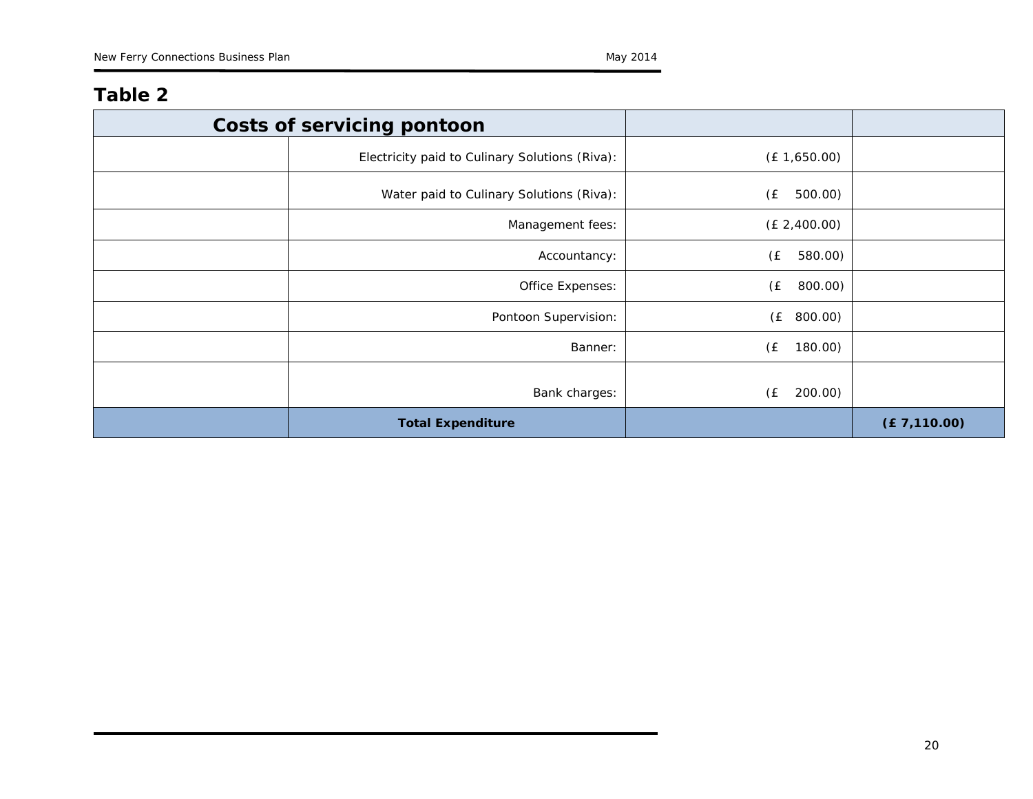## Table 2

| Costs of servicing pontoon | | | |
|---|---|---|---|
| | Electricity paid to Culinary Solutions (Riva): | (£ 1,650.00) | |
| | Water paid to Culinary Solutions (Riva): | (£ 500.00) | |
| | Management fees: | (£ 2,400.00) | |
| | Accountancy: | (£ 580.00) | |
| | Office Expenses: | (£ 800.00) | |
| | Pontoon Supervision: | (£ 800.00) | |
| | Banner: | (£ 180.00) | |
| | Bank charges: | (£ 200.00) | |
| | **Total Expenditure** | | **(£ 7,110.00)** |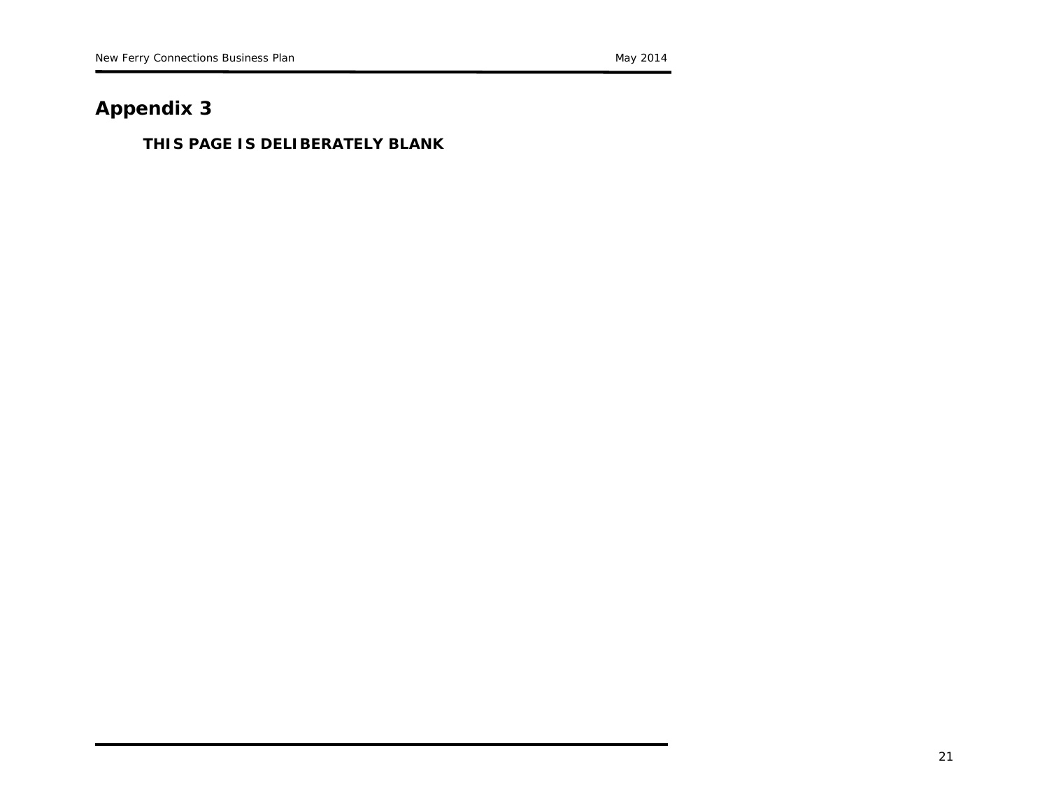# Appendix 3

**THIS PAGE IS DELIBERATELY BLANK**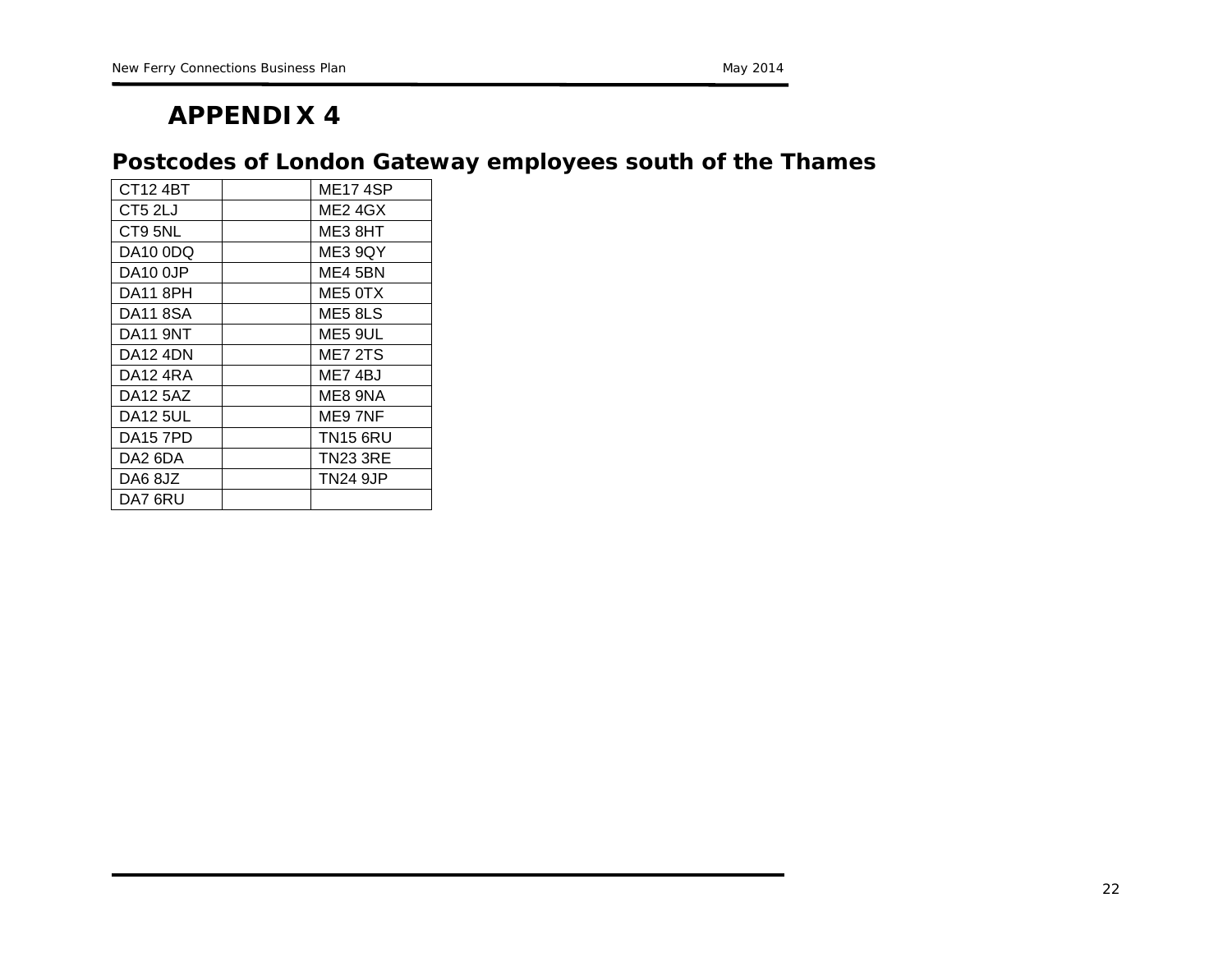# APPENDIX 4

## Postcodes of London Gateway employees south of the Thames

| | | |
|---|---|---|
| CT12 4BT | | ME17 4SP |
| CT5 2LJ | | ME2 4GX |
| CT9 5NL | | ME3 8HT |
| DA10 0DQ | | ME3 9QY |
| DA10 0JP | | ME4 5BN |
| DA11 8PH | | ME5 0TX |
| DA11 8SA | | ME5 8LS |
| DA11 9NT | | ME5 9UL |
| DA12 4DN | | ME7 2TS |
| DA12 4RA | | ME7 4BJ |
| DA12 5AZ | | ME8 9NA |
| DA12 5UL | | ME9 7NF |
| DA15 7PD | | TN15 6RU |
| DA2 6DA | | TN23 3RE |
| DA6 8JZ | | TN24 9JP |
| DA7 6RU | | |